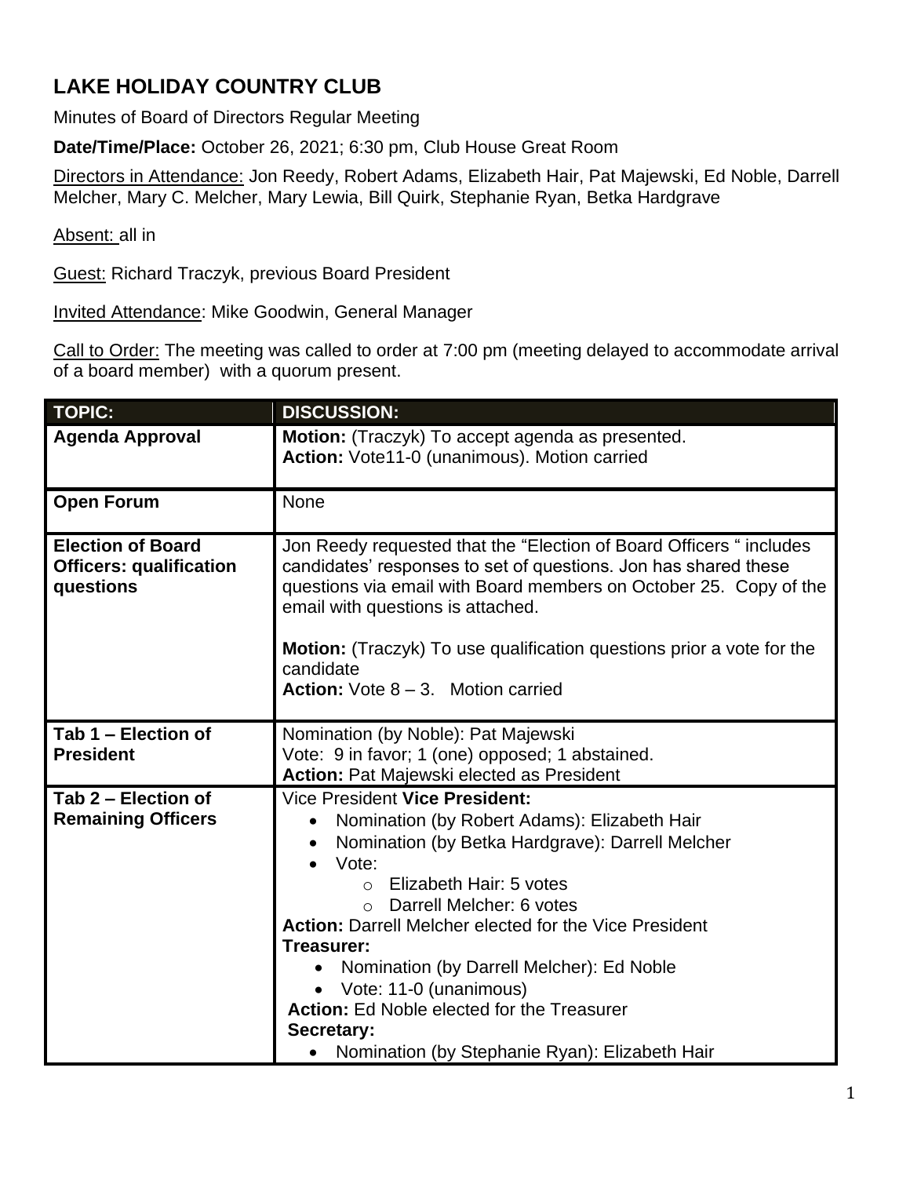# LAKE HOLIDAY COUNTRY CLUB

Minutes of Board of Directors Regular Meeting

**Date/Time/Place:** October 26, 2021; 6:30 pm, Club House Great Room

Directors in Attendance: Jon Reedy, Robert Adams, Elizabeth Hair, Pat Majewski, Ed Noble, Darrell Melcher, Mary C. Melcher, Mary Lewia, Bill Quirk, Stephanie Ryan, Betka Hardgrave

Absent: all in

Guest: Richard Traczyk, previous Board President

Invited Attendance: Mike Goodwin, General Manager

Call to Order: The meeting was called to order at 7:00 pm (meeting delayed to accommodate arrival of a board member) with a quorum present.

| TOPIC: | DISCUSSION: |
|---|---|
| **Agenda Approval** | **Motion:** (Traczyk) To accept agenda as presented.<br>**Action:** Vote11-0 (unanimous). Motion carried |
| **Open Forum** | None |
| **Election of Board Officers: qualification questions** | Jon Reedy requested that the "Election of Board Officers " includes candidates' responses to set of questions. Jon has shared these questions via email with Board members on October 25. Copy of the email with questions is attached.<br><br>**Motion:** (Traczyk) To use qualification questions prior a vote for the candidate<br>**Action:** Vote 8 – 3. Motion carried |
| **Tab 1 – Election of President** | Nomination (by Noble): Pat Majewski<br>Vote: 9 in favor; 1 (one) opposed; 1 abstained.<br>**Action:** Pat Majewski elected as President |
| **Tab 2 – Election of Remaining Officers** | Vice President **Vice President:**<br>• Nomination (by Robert Adams): Elizabeth Hair<br>• Nomination (by Betka Hardgrave): Darrell Melcher<br>• Vote:<br>&nbsp;&nbsp;&nbsp;&nbsp;○ Elizabeth Hair: 5 votes<br>&nbsp;&nbsp;&nbsp;&nbsp;○ Darrell Melcher: 6 votes<br>**Action:** Darrell Melcher elected for the Vice President<br>**Treasurer:**<br>• Nomination (by Darrell Melcher): Ed Noble<br>• Vote: 11-0 (unanimous)<br>**Action:** Ed Noble elected for the Treasurer<br>**Secretary:**<br>• Nomination (by Stephanie Ryan): Elizabeth Hair |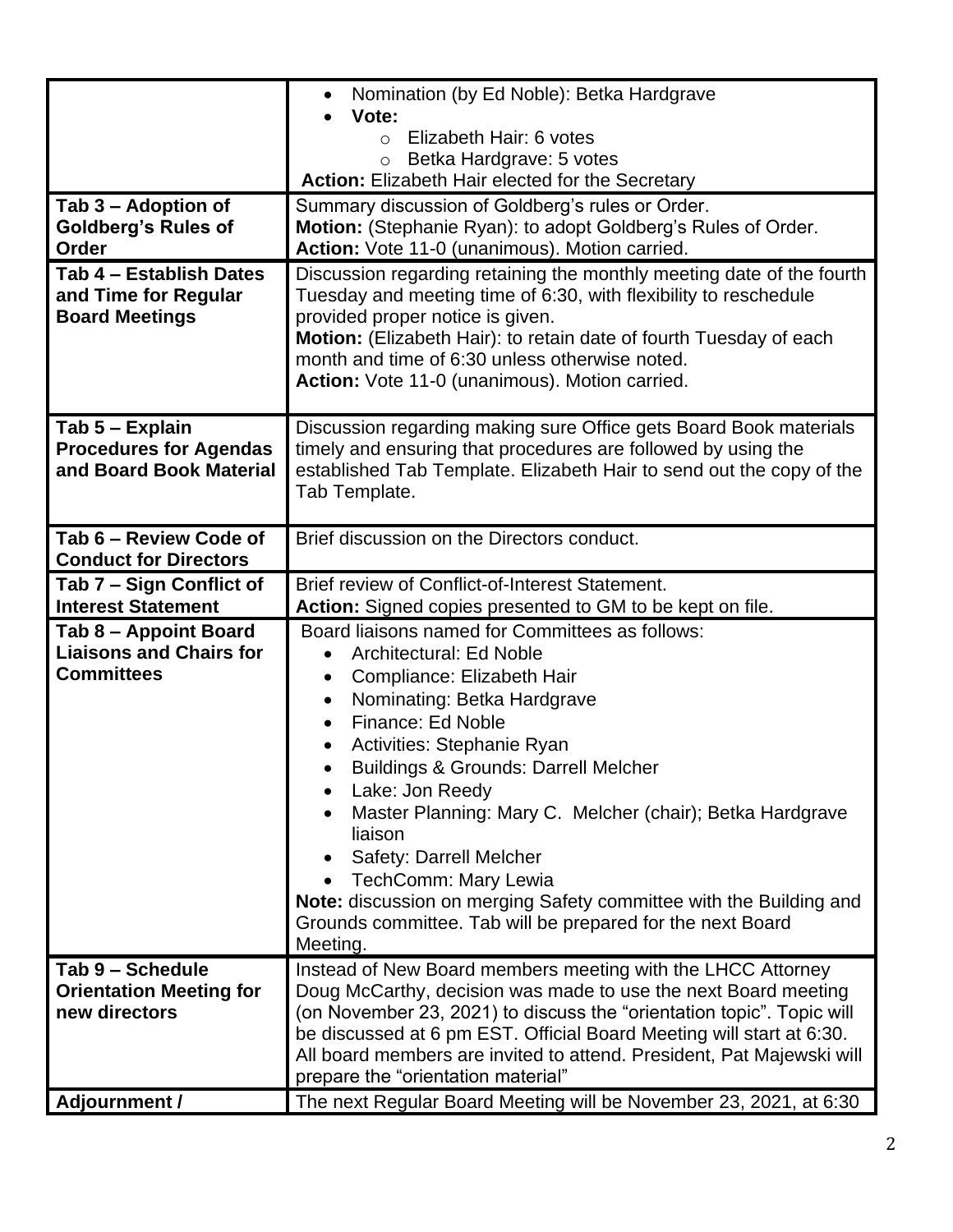| | |
|---|---|
| | • Nomination (by Ed Noble): Betka Hardgrave<br>• **Vote:**<br>  ○ Elizabeth Hair: 6 votes<br>  ○ Betka Hardgrave: 5 votes<br>**Action:** Elizabeth Hair elected for the Secretary |
| **Tab 3 – Adoption of Goldberg's Rules of Order** | Summary discussion of Goldberg's rules or Order.<br>**Motion:** (Stephanie Ryan): to adopt Goldberg's Rules of Order.<br>**Action:** Vote 11-0 (unanimous). Motion carried. |
| **Tab 4 – Establish Dates and Time for Regular Board Meetings** | Discussion regarding retaining the monthly meeting date of the fourth Tuesday and meeting time of 6:30, with flexibility to reschedule provided proper notice is given.<br>**Motion:** (Elizabeth Hair): to retain date of fourth Tuesday of each month and time of 6:30 unless otherwise noted.<br>**Action:** Vote 11-0 (unanimous). Motion carried. |
| **Tab 5 – Explain Procedures for Agendas and Board Book Material** | Discussion regarding making sure Office gets Board Book materials timely and ensuring that procedures are followed by using the established Tab Template. Elizabeth Hair to send out the copy of the Tab Template. |
| **Tab 6 – Review Code of Conduct for Directors** | Brief discussion on the Directors conduct. |
| **Tab 7 – Sign Conflict of Interest Statement** | Brief review of Conflict-of-Interest Statement.<br>**Action:** Signed copies presented to GM to be kept on file. |
| **Tab 8 – Appoint Board Liaisons and Chairs for Committees** | Board liaisons named for Committees as follows:<br>• Architectural: Ed Noble<br>• Compliance: Elizabeth Hair<br>• Nominating: Betka Hardgrave<br>• Finance: Ed Noble<br>• Activities: Stephanie Ryan<br>• Buildings & Grounds: Darrell Melcher<br>• Lake: Jon Reedy<br>• Master Planning: Mary C. Melcher (chair); Betka Hardgrave liaison<br>• Safety: Darrell Melcher<br>• TechComm: Mary Lewia<br>**Note:** discussion on merging Safety committee with the Building and Grounds committee. Tab will be prepared for the next Board Meeting. |
| **Tab 9 – Schedule Orientation Meeting for new directors** | Instead of New Board members meeting with the LHCC Attorney Doug McCarthy, decision was made to use the next Board meeting (on November 23, 2021) to discuss the "orientation topic". Topic will be discussed at 6 pm EST. Official Board Meeting will start at 6:30. All board members are invited to attend. President, Pat Majewski will prepare the "orientation material" |
| **Adjournment /** | The next Regular Board Meeting will be November 23, 2021, at 6:30 |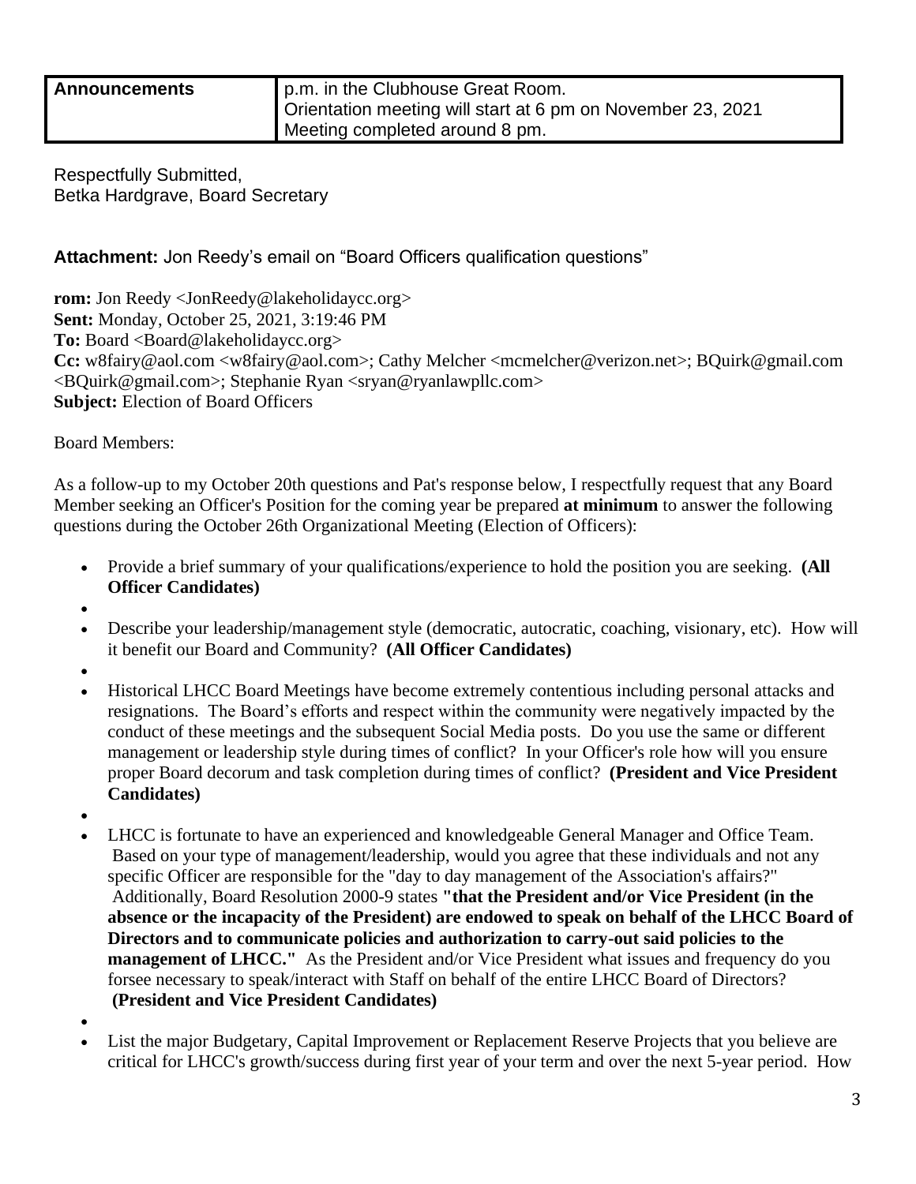| Announcements | p.m. in the Clubhouse Great Room.<br>Orientation meeting will start at 6 pm on November 23, 2021<br>Meeting completed around 8 pm. |
|---|---|

Respectfully Submitted,
Betka Hardgrave, Board Secretary

**Attachment:** Jon Reedy's email on "Board Officers qualification questions"

**rom:** Jon Reedy <JonReedy@lakeholidaycc.org>
**Sent:** Monday, October 25, 2021, 3:19:46 PM
**To:** Board <Board@lakeholidaycc.org>
**Cc:** w8fairy@aol.com <w8fairy@aol.com>; Cathy Melcher <mcmelcher@verizon.net>; BQuirk@gmail.com <BQuirk@gmail.com>; Stephanie Ryan <sryan@ryanlawpllc.com>
**Subject:** Election of Board Officers

Board Members:

As a follow-up to my October 20th questions and Pat's response below, I respectfully request that any Board Member seeking an Officer's Position for the coming year be prepared **at minimum** to answer the following questions during the October 26th Organizational Meeting (Election of Officers):

- Provide a brief summary of your qualifications/experience to hold the position you are seeking. **(All Officer Candidates)**
- Describe your leadership/management style (democratic, autocratic, coaching, visionary, etc). How will it benefit our Board and Community? **(All Officer Candidates)**
- Historical LHCC Board Meetings have become extremely contentious including personal attacks and resignations. The Board's efforts and respect within the community were negatively impacted by the conduct of these meetings and the subsequent Social Media posts. Do you use the same or different management or leadership style during times of conflict? In your Officer's role how will you ensure proper Board decorum and task completion during times of conflict? **(President and Vice President Candidates)**
- LHCC is fortunate to have an experienced and knowledgeable General Manager and Office Team. Based on your type of management/leadership, would you agree that these individuals and not any specific Officer are responsible for the "day to day management of the Association's affairs?" Additionally, Board Resolution 2000-9 states **"that the President and/or Vice President (in the absence or the incapacity of the President) are endowed to speak on behalf of the LHCC Board of Directors and to communicate policies and authorization to carry-out said policies to the management of LHCC."** As the President and/or Vice President what issues and frequency do you forsee necessary to speak/interact with Staff on behalf of the entire LHCC Board of Directors? **(President and Vice President Candidates)**
- List the major Budgetary, Capital Improvement or Replacement Reserve Projects that you believe are critical for LHCC's growth/success during first year of your term and over the next 5-year period. How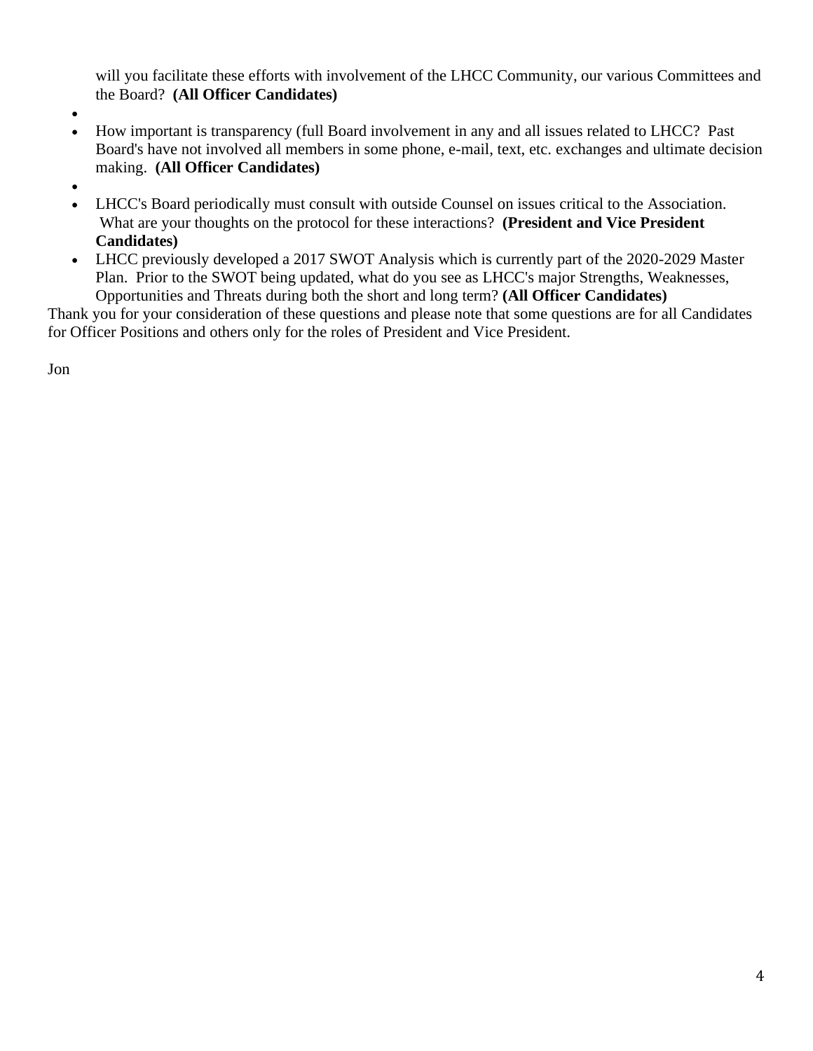will you facilitate these efforts with involvement of the LHCC Community, our various Committees and the Board? **(All Officer Candidates)**

- 
- How important is transparency (full Board involvement in any and all issues related to LHCC? Past Board's have not involved all members in some phone, e-mail, text, etc. exchanges and ultimate decision making. **(All Officer Candidates)**
- 
- LHCC's Board periodically must consult with outside Counsel on issues critical to the Association. What are your thoughts on the protocol for these interactions? **(President and Vice President Candidates)**
- LHCC previously developed a 2017 SWOT Analysis which is currently part of the 2020-2029 Master Plan. Prior to the SWOT being updated, what do you see as LHCC's major Strengths, Weaknesses, Opportunities and Threats during both the short and long term? **(All Officer Candidates)**

Thank you for your consideration of these questions and please note that some questions are for all Candidates for Officer Positions and others only for the roles of President and Vice President.

Jon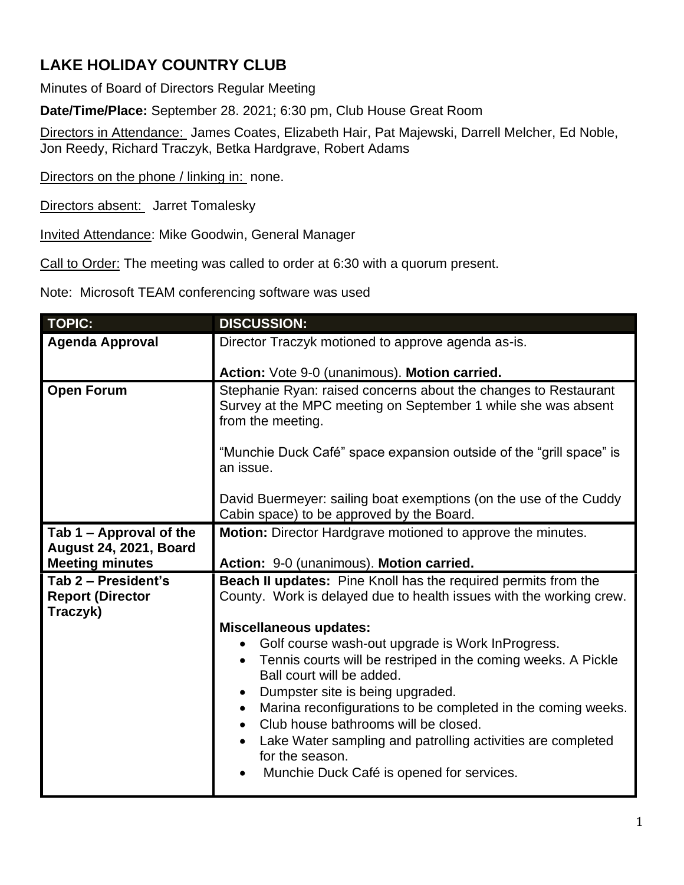# LAKE HOLIDAY COUNTRY CLUB

Minutes of Board of Directors Regular Meeting

**Date/Time/Place:** September 28. 2021; 6:30 pm, Club House Great Room

Directors in Attendance: James Coates, Elizabeth Hair, Pat Majewski, Darrell Melcher, Ed Noble, Jon Reedy, Richard Traczyk, Betka Hardgrave, Robert Adams

Directors on the phone / linking in: none.

Directors absent: Jarret Tomalesky

Invited Attendance: Mike Goodwin, General Manager

Call to Order: The meeting was called to order at 6:30 with a quorum present.

Note: Microsoft TEAM conferencing software was used

| TOPIC: | DISCUSSION: |
|---|---|
| **Agenda Approval** | Director Traczyk motioned to approve agenda as-is.<br><br>**Action:** Vote 9-0 (unanimous). **Motion carried.** |
| **Open Forum** | Stephanie Ryan: raised concerns about the changes to Restaurant Survey at the MPC meeting on September 1 while she was absent from the meeting.<br><br>"Munchie Duck Café" space expansion outside of the "grill space" is an issue.<br><br>David Buermeyer: sailing boat exemptions (on the use of the Cuddy Cabin space) to be approved by the Board. |
| **Tab 1 – Approval of the August 24, 2021, Board Meeting minutes** | **Motion:** Director Hardgrave motioned to approve the minutes.<br><br>**Action:** 9-0 (unanimous). **Motion carried.** |
| **Tab 2 – President's Report (Director Traczyk)** | **Beach II updates:** Pine Knoll has the required permits from the County. Work is delayed due to health issues with the working crew.<br><br>**Miscellaneous updates:**<br>• Golf course wash-out upgrade is Work InProgress.<br>• Tennis courts will be restriped in the coming weeks. A Pickle Ball court will be added.<br>• Dumpster site is being upgraded.<br>• Marina reconfigurations to be completed in the coming weeks.<br>• Club house bathrooms will be closed.<br>• Lake Water sampling and patrolling activities are completed for the season.<br>• Munchie Duck Café is opened for services. |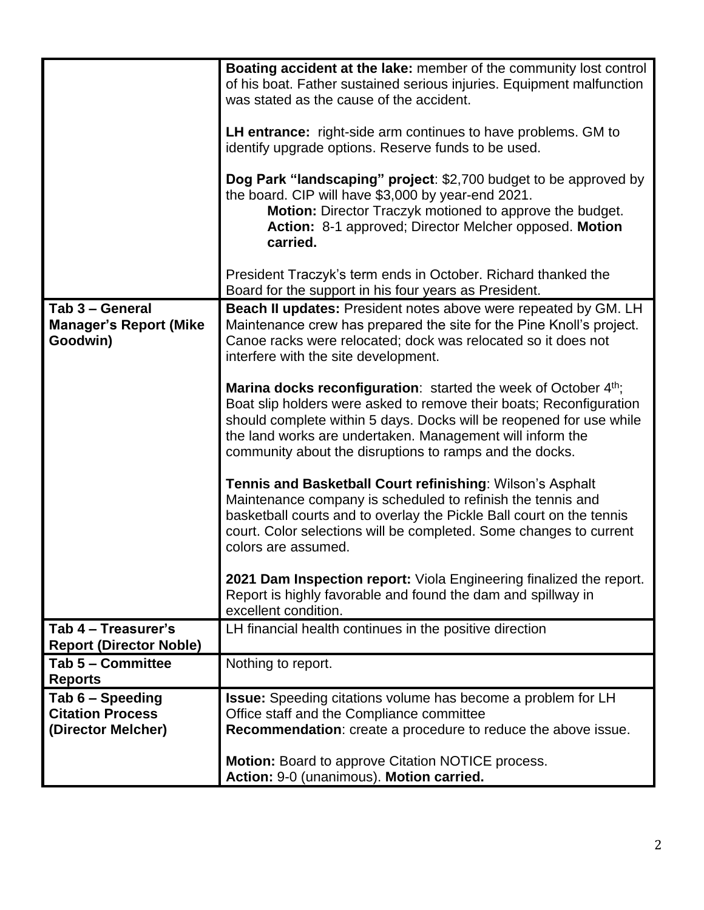| | |
|---|---|
| | **Boating accident at the lake:** member of the community lost control of his boat. Father sustained serious injuries. Equipment malfunction was stated as the cause of the accident.<br><br>**LH entrance:** right-side arm continues to have problems. GM to identify upgrade options. Reserve funds to be used.<br><br>**Dog Park "landscaping" project**: \$2,700 budget to be approved by the board. CIP will have \$3,000 by year-end 2021.<br>**Motion:** Director Traczyk motioned to approve the budget.<br>**Action:** 8-1 approved; Director Melcher opposed. **Motion carried.**<br><br>President Traczyk's term ends in October. Richard thanked the Board for the support in his four years as President. |
| **Tab 3 – General Manager's Report (Mike Goodwin)** | **Beach II updates:** President notes above were repeated by GM. LH Maintenance crew has prepared the site for the Pine Knoll's project. Canoe racks were relocated; dock was relocated so it does not interfere with the site development.<br><br>**Marina docks reconfiguration**: started the week of October 4th; Boat slip holders were asked to remove their boats; Reconfiguration should complete within 5 days. Docks will be reopened for use while the land works are undertaken. Management will inform the community about the disruptions to ramps and the docks.<br><br>**Tennis and Basketball Court refinishing**: Wilson's Asphalt Maintenance company is scheduled to refinish the tennis and basketball courts and to overlay the Pickle Ball court on the tennis court. Color selections will be completed. Some changes to current colors are assumed.<br><br>**2021 Dam Inspection report:** Viola Engineering finalized the report. Report is highly favorable and found the dam and spillway in excellent condition. |
| **Tab 4 – Treasurer's Report (Director Noble)** | LH financial health continues in the positive direction |
| **Tab 5 – Committee Reports** | Nothing to report. |
| **Tab 6 – Speeding Citation Process (Director Melcher)** | **Issue:** Speeding citations volume has become a problem for LH Office staff and the Compliance committee<br>**Recommendation**: create a procedure to reduce the above issue.<br><br>**Motion:** Board to approve Citation NOTICE process.<br>**Action:** 9-0 (unanimous). **Motion carried.** |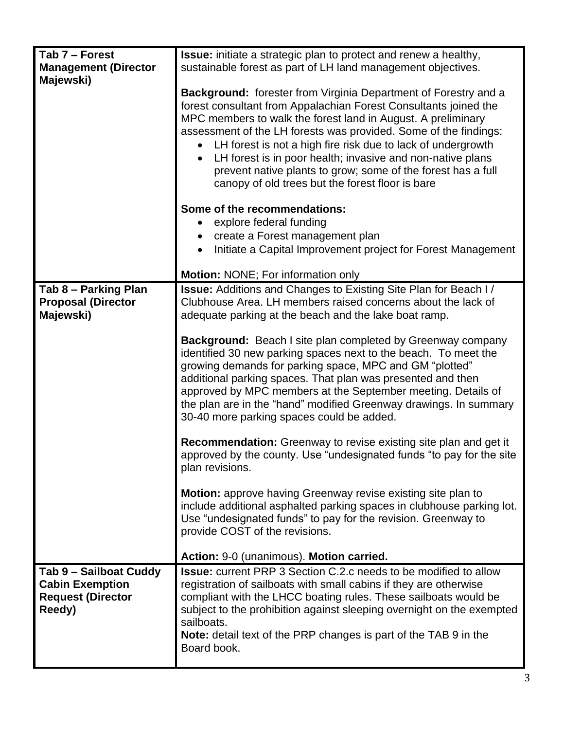| | |
|---|---|
| **Tab 7 – Forest Management (Director Majewski)** | **Issue:** initiate a strategic plan to protect and renew a healthy, sustainable forest as part of LH land management objectives.<br><br>**Background:** forester from Virginia Department of Forestry and a forest consultant from Appalachian Forest Consultants joined the MPC members to walk the forest land in August. A preliminary assessment of the LH forests was provided. Some of the findings:<br>• LH forest is not a high fire risk due to lack of undergrowth<br>• LH forest is in poor health; invasive and non-native plans prevent native plants to grow; some of the forest has a full canopy of old trees but the forest floor is bare<br><br>**Some of the recommendations:**<br>• explore federal funding<br>• create a Forest management plan<br>• Initiate a Capital Improvement project for Forest Management<br><br>**Motion:** NONE; For information only |
| **Tab 8 – Parking Plan Proposal (Director Majewski)** | **Issue:** Additions and Changes to Existing Site Plan for Beach I / Clubhouse Area. LH members raised concerns about the lack of adequate parking at the beach and the lake boat ramp.<br><br>**Background:** Beach I site plan completed by Greenway company identified 30 new parking spaces next to the beach. To meet the growing demands for parking space, MPC and GM "plotted" additional parking spaces. That plan was presented and then approved by MPC members at the September meeting. Details of the plan are in the "hand" modified Greenway drawings. In summary 30-40 more parking spaces could be added.<br><br>**Recommendation:** Greenway to revise existing site plan and get it approved by the county. Use "undesignated funds "to pay for the site plan revisions.<br><br>**Motion:** approve having Greenway revise existing site plan to include additional asphalted parking spaces in clubhouse parking lot. Use "undesignated funds" to pay for the revision. Greenway to provide COST of the revisions.<br><br>**Action:** 9-0 (unanimous). **Motion carried.** |
| **Tab 9 – Sailboat Cuddy Cabin Exemption Request (Director Reedy)** | **Issue:** current PRP 3 Section C.2.c needs to be modified to allow registration of sailboats with small cabins if they are otherwise compliant with the LHCC boating rules. These sailboats would be subject to the prohibition against sleeping overnight on the exempted sailboats.<br>**Note:** detail text of the PRP changes is part of the TAB 9 in the Board book. |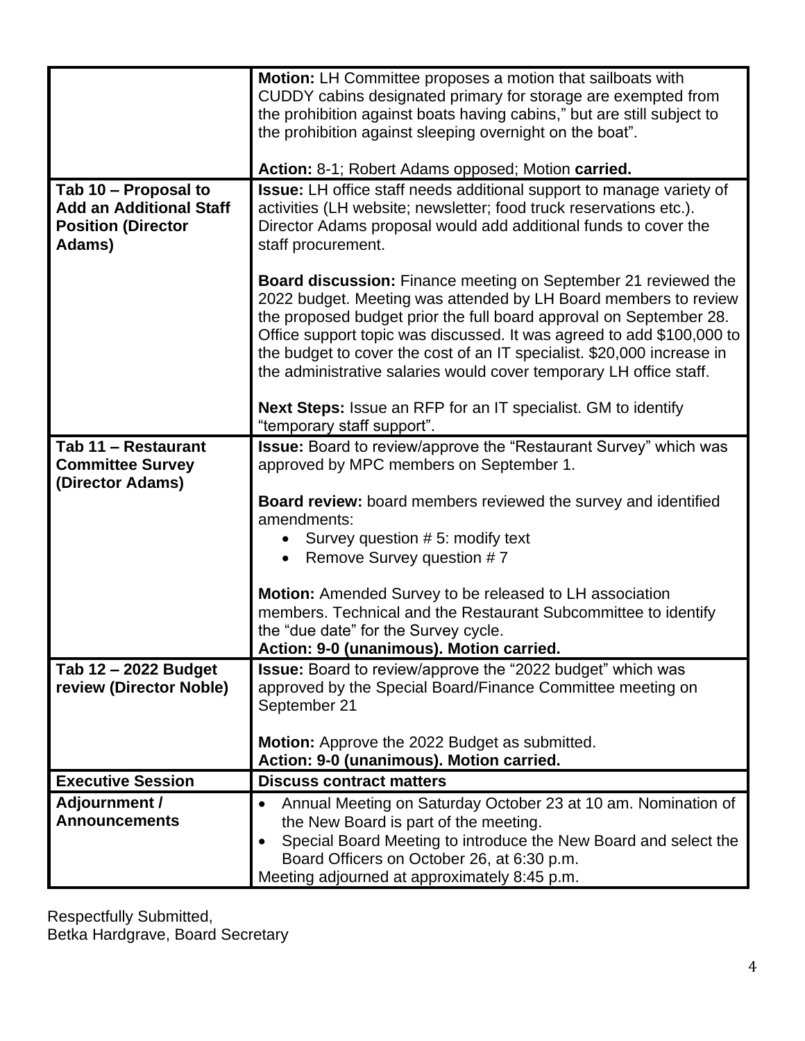| | |
|---|---|
| | **Motion:** LH Committee proposes a motion that sailboats with CUDDY cabins designated primary for storage are exempted from the prohibition against boats having cabins," but are still subject to the prohibition against sleeping overnight on the boat".<br><br>**Action:** 8-1; Robert Adams opposed; Motion **carried.** |
| **Tab 10 – Proposal to Add an Additional Staff Position (Director Adams)** | **Issue:** LH office staff needs additional support to manage variety of activities (LH website; newsletter; food truck reservations etc.). Director Adams proposal would add additional funds to cover the staff procurement.<br><br>**Board discussion:** Finance meeting on September 21 reviewed the 2022 budget. Meeting was attended by LH Board members to review the proposed budget prior the full board approval on September 28. Office support topic was discussed. It was agreed to add $100,000 to the budget to cover the cost of an IT specialist. $20,000 increase in the administrative salaries would cover temporary LH office staff.<br><br>**Next Steps:** Issue an RFP for an IT specialist. GM to identify "temporary staff support". |
| **Tab 11 – Restaurant Committee Survey (Director Adams)** | **Issue:** Board to review/approve the "Restaurant Survey" which was approved by MPC members on September 1.<br><br>**Board review:** board members reviewed the survey and identified amendments:<br>• Survey question # 5: modify text<br>• Remove Survey question # 7<br><br>**Motion:** Amended Survey to be released to LH association members. Technical and the Restaurant Subcommittee to identify the "due date" for the Survey cycle.<br>**Action: 9-0 (unanimous). Motion carried.** |
| **Tab 12 – 2022 Budget review (Director Noble)** | **Issue:** Board to review/approve the "2022 budget" which was approved by the Special Board/Finance Committee meeting on September 21<br><br>**Motion:** Approve the 2022 Budget as submitted.<br>**Action: 9-0 (unanimous). Motion carried.** |
| **Executive Session** | **Discuss contract matters** |
| **Adjournment / Announcements** | • Annual Meeting on Saturday October 23 at 10 am. Nomination of the New Board is part of the meeting.<br>• Special Board Meeting to introduce the New Board and select the Board Officers on October 26, at 6:30 p.m.<br>Meeting adjourned at approximately 8:45 p.m. |

Respectfully Submitted,
Betka Hardgrave, Board Secretary